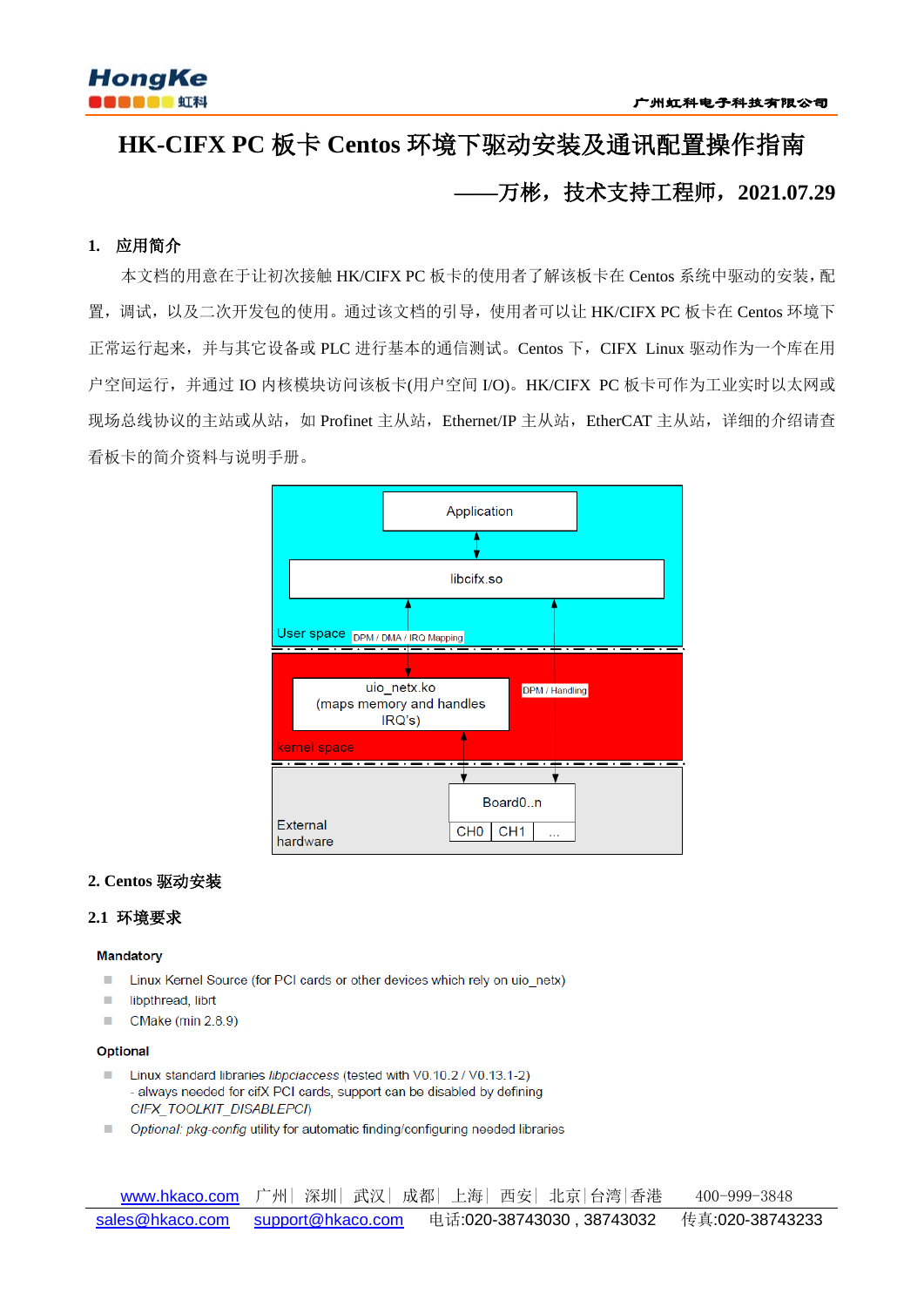# HK-CIFX PC 板卡 Centos 环境下驱动安装及通讯配置操作指南

**——万彬，技术支持工程师，2021.07.29**

## 1. 应用简介

本文档的用意在于让初次接触 HK/CIFX PC 板卡的使用者了解该板卡在 Centos 系统中驱动的安装，配置，调试，以及二次开发包的使用。通过该文档的引导，使用者可以让 HK/CIFX PC 板卡在 Centos 环境下正常运行起来，并与其它设备或 PLC 进行基本的通信测试。Centos 下，CIFX Linux 驱动作为一个库在用户空间运行，并通过 IO 内核模块访问该板卡(用户空间 I/O)。HK/CIFX PC 板卡可作为工业实时以太网或现场总线协议的主站或从站，如 Profinet 主从站，Ethernet/IP 主从站，EtherCAT 主从站，详细的介绍请查看板卡的简介资料与说明手册。

Application

libcifx.so

User space DPM / DMA / IRQ Mapping

uio_netx.ko
(maps memory and handles IRQ's)

DPM / Handling

kernel space

External hardware

Board0..n

CH0 CH1 ...

## 2. Centos 驱动安装

### 2.1 环境要求

**Mandatory**

- Linux Kernel Source (for PCI cards or other devices which rely on uio_netx)
- libpthread, librt
- CMake (min 2.8.9)

**Optional**

- Linux standard libraries *libpciaccess* (tested with V0.10.2 / V0.13.1-2)
  - always needed for cifX PCI cards, support can be disabled by defining *CIFX_TOOLKIT_DISABLEPCI*)
- *Optional: pkg-config* utility for automatic finding/configuring needed libraries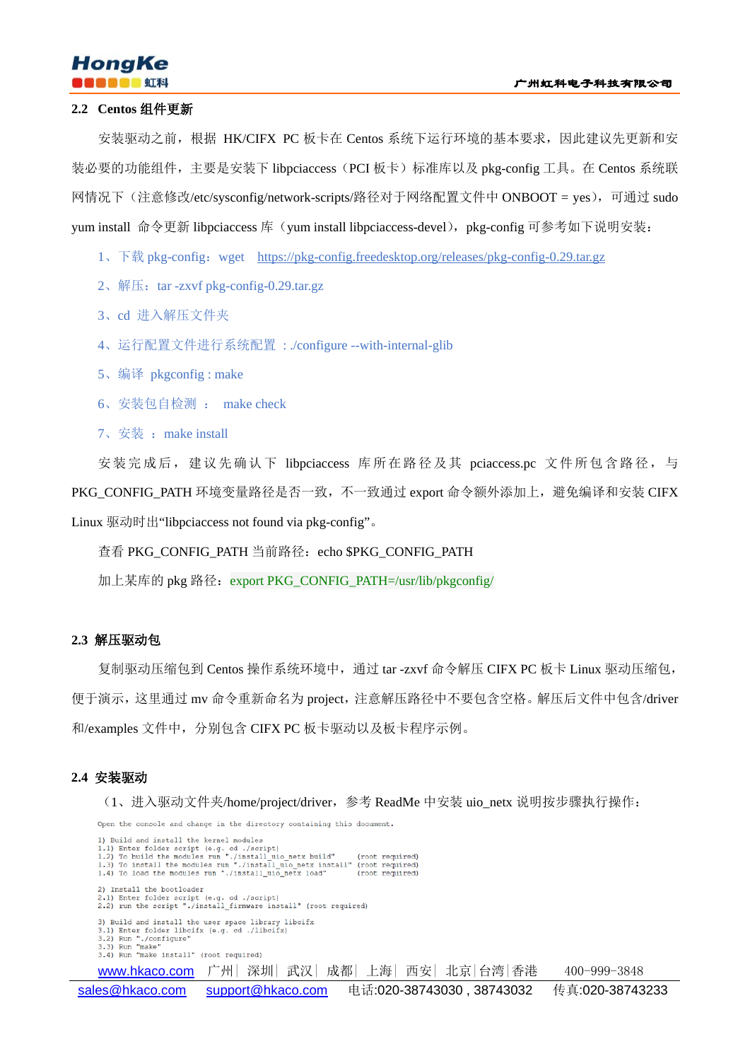## 2.2 Centos 组件更新

安装驱动之前，根据 HK/CIFX PC 板卡在 Centos 系统下运行环境的基本要求，因此建议先更新和安装必要的功能组件，主要是安装下 libpciaccess（PCI 板卡）标准库以及 pkg-config 工具。在 Centos 系统联网情况下（注意修改/etc/sysconfig/network-scripts/路径对于网络配置文件中 ONBOOT = yes），可通过 sudo yum install 命令更新 libpciaccess 库（yum install libpciaccess-devel），pkg-config 可参考如下说明安装：

1、下载 pkg-config：wget https://pkg-config.freedesktop.org/releases/pkg-config-0.29.tar.gz

2、解压：tar -zxvf pkg-config-0.29.tar.gz

3、cd 进入解压文件夹

4、运行配置文件进行系统配置 ：./configure --with-internal-glib

5、编译 pkgconfig : make

6、安装包自检测 ： make check

7、安装 ： make install

安装完成后，建议先确认下 libpciaccess 库所在路径及其 pciaccess.pc 文件所包含路径，与 PKG_CONFIG_PATH 环境变量路径是否一致，不一致通过 export 命令额外添加上，避免编译和安装 CIFX Linux 驱动时出"libpciaccess not found via pkg-config"。

查看 PKG_CONFIG_PATH 当前路径：echo $PKG_CONFIG_PATH

加上某库的 pkg 路径：export PKG_CONFIG_PATH=/usr/lib/pkgconfig/

## 2.3 解压驱动包

复制驱动压缩包到 Centos 操作系统环境中，通过 tar -zxvf 命令解压 CIFX PC 板卡 Linux 驱动压缩包，便于演示，这里通过 mv 命令重新命名为 project，注意解压路径中不要包含空格。解压后文件中包含/driver 和/examples 文件中，分别包含 CIFX PC 板卡驱动以及板卡程序示例。

## 2.4 安装驱动

（1、进入驱动文件夹/home/project/driver，参考 ReadMe 中安装 uio_netx 说明按步骤执行操作：

```
Open the console and change in the directory containing this document.

1) Build and install the kernel modules
1.1) Enter folder script (e.g. cd ./script)
1.2) To build the modules run "./install_uio_netx build"     (root required)
1.3) To install the modules run "./install_uio_netx install" (root required)
1.4) To load the modules run "./install_uio_netx load"       (root required)

2) Install the bootloader
2.1) Enter folder script (e.g. cd ./script)
2.2) run the script "./install_firmware install" (root required)

3) Build and install the user space library libcifx
3.1) Enter folder libcifx (e.g. cd ./libcifx)
3.2) Run "./configure"
3.3) Run "make"
3.4) Run "make install" (root required)
```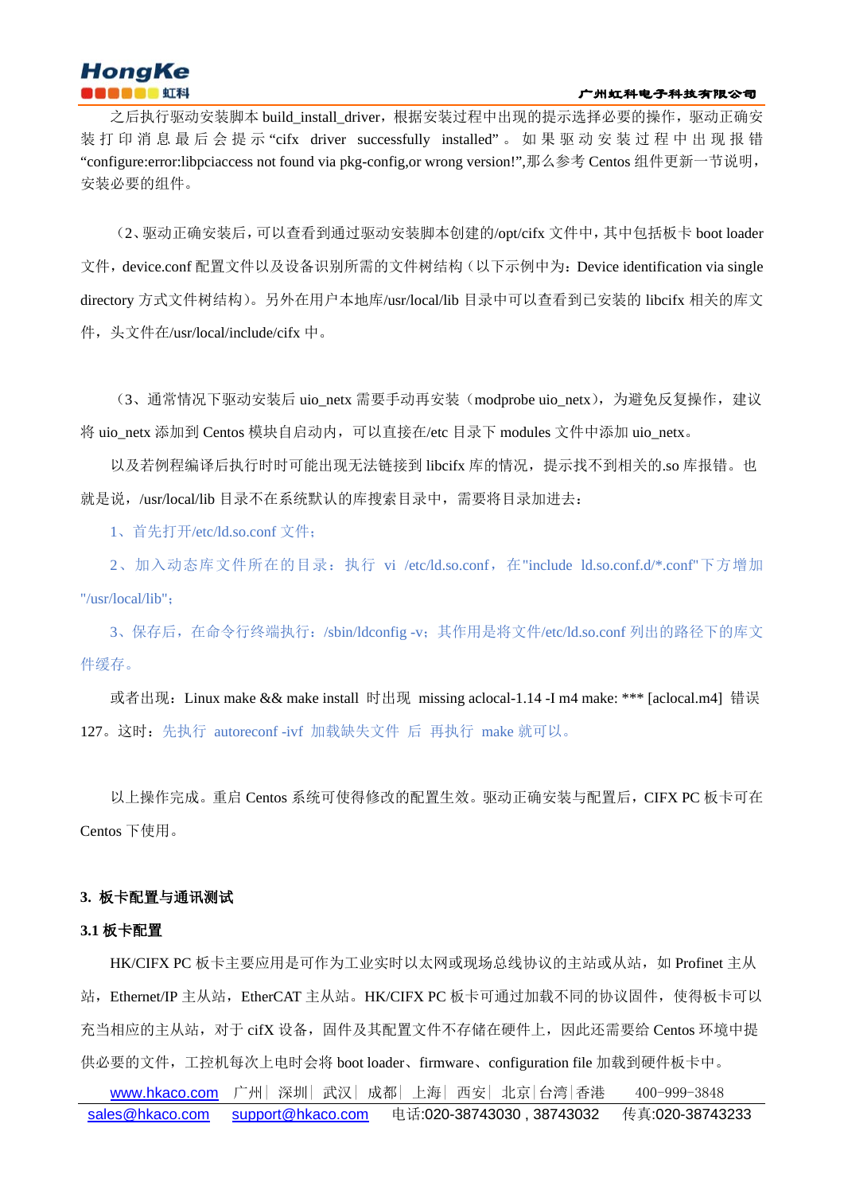之后执行驱动安装脚本 build_install_driver，根据安装过程中出现的提示选择必要的操作，驱动正确安装打印消息最后会提示“cifx driver successfully installed”。如果驱动安装过程中出现报错“configure:error:libpciaccess not found via pkg-config,or wrong version!”,那么参考 Centos 组件更新一节说明，安装必要的组件。

（2、驱动正确安装后，可以查看到通过驱动安装脚本创建的/opt/cifx 文件中，其中包括板卡 boot loader 文件，device.conf 配置文件以及设备识别所需的文件树结构（以下示例中为：Device identification via single directory 方式文件树结构）。另外在用户本地库/usr/local/lib 目录中可以查看到已安装的 libcifx 相关的库文件，头文件在/usr/local/include/cifx 中。

（3、通常情况下驱动安装后 uio_netx 需要手动再安装（modprobe uio_netx），为避免反复操作，建议将 uio_netx 添加到 Centos 模块自启动内，可以直接在/etc 目录下 modules 文件中添加 uio_netx。

以及若例程编译后执行时可能出现无法链接到 libcifx 库的情况，提示找不到相关的.so 库报错。也就是说，/usr/local/lib 目录不在系统默认的库搜索目录中，需要将目录加进去：

1、首先打开/etc/ld.so.conf 文件；

2、加入动态库文件所在的目录：执行 vi /etc/ld.so.conf，在"include ld.so.conf.d/*.conf"下方增加"/usr/local/lib"；

3、保存后，在命令行终端执行：/sbin/ldconfig -v；其作用是将文件/etc/ld.so.conf 列出的路径下的库文件缓存。

或者出现：Linux make && make install 时出现 missing aclocal-1.14 -I m4 make: *** [aclocal.m4] 错误 127。这时：先执行 autoreconf -ivf 加载缺失文件 后 再执行 make 就可以。

以上操作完成。重启 Centos 系统可使得修改的配置生效。驱动正确安装与配置后，CIFX PC 板卡可在 Centos 下使用。

## 3. 板卡配置与通讯测试

### 3.1 板卡配置

HK/CIFX PC 板卡主要应用是可作为工业实时以太网或现场总线协议的主站或从站，如 Profinet 主从站，Ethernet/IP 主从站，EtherCAT 主从站。HK/CIFX PC 板卡可通过加载不同的协议固件，使得板卡可以充当相应的主从站，对于 cifX 设备，固件及其配置文件不存储在硬件上，因此还需要给 Centos 环境中提供必要的文件，工控机每次上电时会将 boot loader、firmware、configuration file 加载到硬件板卡中。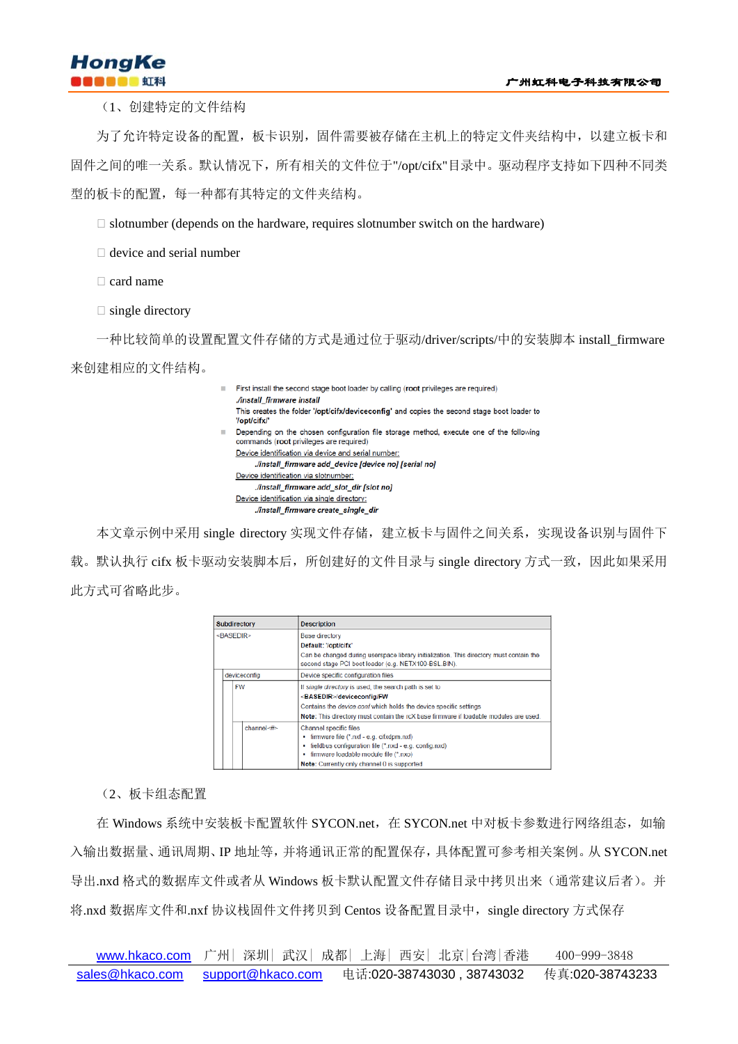（1、创建特定的文件结构

为了允许特定设备的配置，板卡识别，固件需要被存储在主机上的特定文件夹结构中，以建立板卡和固件之间的唯一关系。默认情况下，所有相关的文件位于"/opt/cifx"目录中。驱动程序支持如下四种不同类型的板卡的配置，每一种都有其特定的文件夹结构。

- slotnumber (depends on the hardware, requires slotnumber switch on the hardware)
- device and serial number
- card name
- single directory

一种比较简单的设置配置文件存储的方式是通过位于驱动/driver/scripts/中的安装脚本 install_firmware 来创建相应的文件结构。

- First install the second stage boot loader by calling (root privileges are required)
  *./install_firmware install*
  This creates the folder '/opt/cifx/deviceconfig' and copies the second stage boot loader to '/opt/cifx/'
- Depending on the chosen configuration file storage method, execute one of the following commands (root privileges are required)
  Device identification via device and serial number:
  *./install_firmware add_device [device no] [serial no]*
  Device identification via slotnumber:
  *./install_firmware add_slot_dir [slot no]*
  Device identification via single directory:
  *./install_firmware create_single_dir*

本文章示例中采用 single directory 实现文件存储，建立板卡与固件之间关系，实现设备识别与固件下载。默认执行 cifx 板卡驱动安装脚本后，所创建好的文件目录与 single directory 方式一致，因此如果采用此方式可省略此步。

| Subdirectory | | | Description |
|---|---|---|---|
| <BASEDIR> | | | Base directory<br>**Default:** '/opt/cifx'<br>Can be changed during userspace library initialization. This directory must contain the second stage PCI boot loader (e.g. NETX100-BSL.BIN). |
| | deviceconfig | | Device specific configuration files |
| | | FW | If *single directory* is used, the search path is set to<br>**<BASEDIR>/deviceconfig/FW**<br>Contains the *device.conf* which holds the device specific settings<br>**Note:** This directory must contain the rcX base firmware if loadable modules are used. |
| | | channel<#> | Channel specific files<br>• firmware file (*.nxf - e.g. cifxdpm.nxf)<br>• fieldbus configuration file (*.nxd - e.g. config.nxd)<br>• firmware loadable module file (*.nxo)<br>**Note:** Currently only channel 0 is supported |

（2、板卡组态配置

在 Windows 系统中安装板卡配置软件 SYCON.net，在 SYCON.net 中对板卡参数进行网络组态，如输入输出数据量、通讯周期、IP 地址等，并将通讯正常的配置保存，具体配置可参考相关案例。从 SYCON.net 导出.nxd 格式的数据库文件或者从 Windows 板卡默认配置文件存储目录中拷贝出来（通常建议后者）。并将.nxd 数据库文件和.nxf 协议栈固件文件拷贝到 Centos 设备配置目录中，single directory 方式保存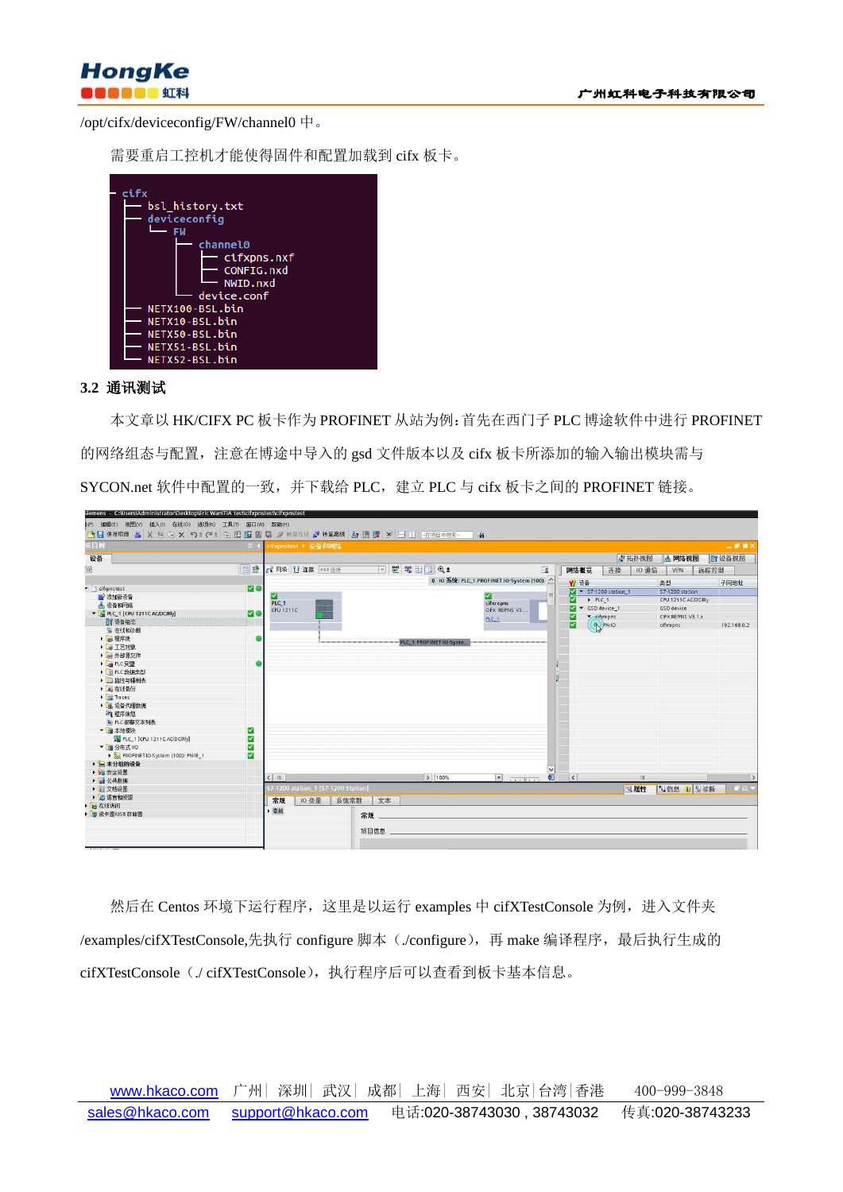/opt/cifx/deviceconfig/FW/channel0 中。

需要重启工控机才能使得固件和配置加载到 cifx 板卡。

```
cifx
├── bsl_history.txt
├── deviceconfig
│   └── FW
│       ├── channel0
│       │   ├── cifxpns.nxf
│       │   ├── CONFIG.nxd
│       │   └── NWID.nxd
│       └── device.conf
├── NETX100-BSL.bin
├── NETX10-BSL.bin
├── NETX50-BSL.bin
├── NETX51-BSL.bin
└── NETX52-BSL.bin
```

### 3.2 通讯测试

本文章以 HK/CIFX PC 板卡作为 PROFINET 从站为例：首先在西门子 PLC 博途软件中进行 PROFINET 的网络组态与配置，注意在博途中导入的 gsd 文件版本以及 cifx 板卡所添加的输入输出模块需与 SYCON.net 软件中配置的一致，并下载给 PLC，建立 PLC 与 cifx 板卡之间的 PROFINET 链接。

然后在 Centos 环境下运行程序，这里是以运行 examples 中 cifXTestConsole 为例，进入文件夹 /examples/cifXTestConsole,先执行 configure 脚本（./configure），再 make 编译程序，最后执行生成的 cifXTestConsole（./ cifXTestConsole），执行程序后可以查看到板卡基本信息。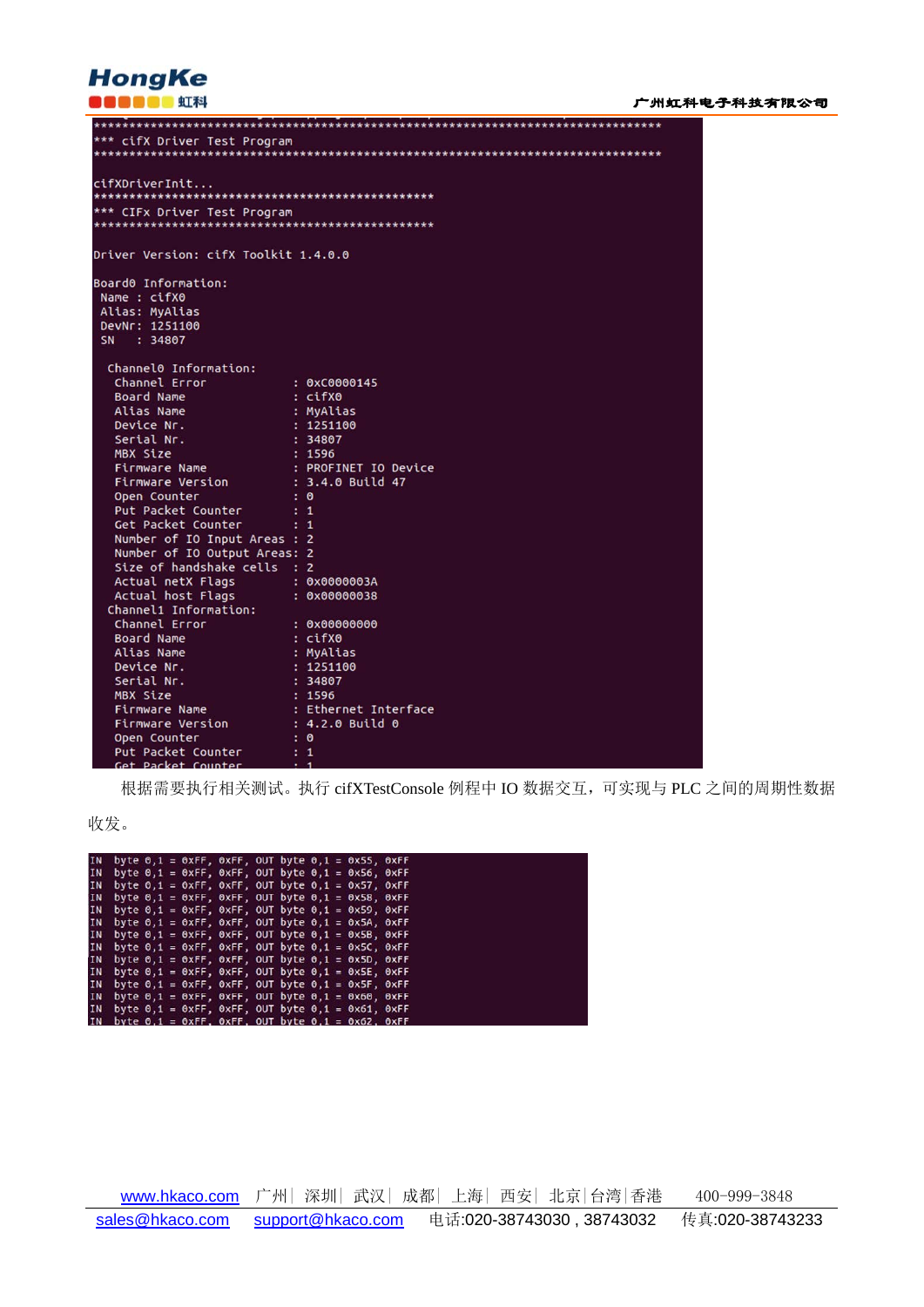```
********************************************************************************
*** cifX Driver Test Program
********************************************************************************

cifXDriverInit...
**************************************************
*** CIFx Driver Test Program
**************************************************

Driver Version: cifX Toolkit 1.4.0.0

Board0 Information:
 Name : cifX0
 Alias: MyAlias
 DevNr: 1251100
 SN   : 34807

  Channel0 Information:
   Channel Error               : 0xC0000145
   Board Name                  : cifX0
   Alias Name                  : MyAlias
   Device Nr.                  : 1251100
   Serial Nr.                  : 34807
   MBX Size                    : 1596
   Firmware Name               : PROFINET IO Device
   Firmware Version            : 3.4.0 Build 47
   Open Counter                : 0
   Put Packet Counter          : 1
   Get Packet Counter          : 1
   Number of IO Input Areas    : 2
   Number of IO Output Areas: 2
   Size of handshake cells     : 2
   Actual netX Flags           : 0x0000003A
   Actual host Flags           : 0x00000038
  Channel1 Information:
   Channel Error               : 0x00000000
   Board Name                  : cifX0
   Alias Name                  : MyAlias
   Device Nr.                  : 1251100
   Serial Nr.                  : 34807
   MBX Size                    : 1596
   Firmware Name               : Ethernet Interface
   Firmware Version            : 4.2.0 Build 0
   Open Counter                : 0
   Put Packet Counter          : 1
   Get Packet Counter          : 1
```

根据需要执行相关测试。执行 cifXTestConsole 例程中 IO 数据交互，可实现与 PLC 之间的周期性数据收发。

```
IN  byte 0,1 = 0xFF, 0xFF, OUT byte 0,1 = 0x55, 0xFF
IN  byte 0,1 = 0xFF, 0xFF, OUT byte 0,1 = 0x56, 0xFF
IN  byte 0,1 = 0xFF, 0xFF, OUT byte 0,1 = 0x57, 0xFF
IN  byte 0,1 = 0xFF, 0xFF, OUT byte 0,1 = 0x58, 0xFF
IN  byte 0,1 = 0xFF, 0xFF, OUT byte 0,1 = 0x59, 0xFF
IN  byte 0,1 = 0xFF, 0xFF, OUT byte 0,1 = 0x5A, 0xFF
IN  byte 0,1 = 0xFF, 0xFF, OUT byte 0,1 = 0x5B, 0xFF
IN  byte 0,1 = 0xFF, 0xFF, OUT byte 0,1 = 0x5C, 0xFF
IN  byte 0,1 = 0xFF, 0xFF, OUT byte 0,1 = 0x5D, 0xFF
IN  byte 0,1 = 0xFF, 0xFF, OUT byte 0,1 = 0x5E, 0xFF
IN  byte 0,1 = 0xFF, 0xFF, OUT byte 0,1 = 0x5F, 0xFF
IN  byte 0,1 = 0xFF, 0xFF, OUT byte 0,1 = 0x60, 0xFF
IN  byte 0,1 = 0xFF, 0xFF, OUT byte 0,1 = 0x61, 0xFF
IN  byte 0,1 = 0xFF, 0xFF, OUT byte 0,1 = 0x62, 0xFF
```